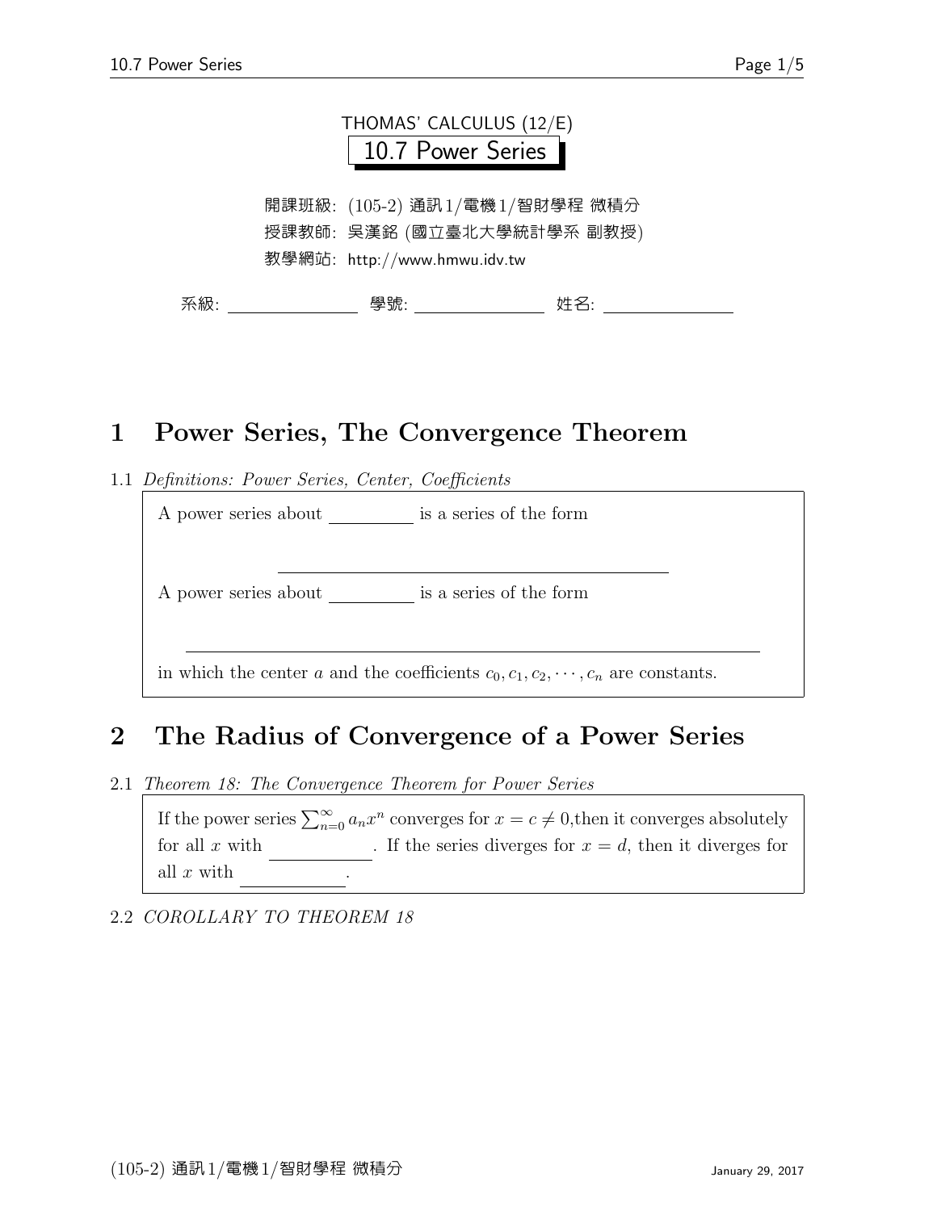THOMAS' CALCULUS (12/E)

# 10.7 Power Series

開課班級: (105-2) 通訊1/電機1/智財學程 微積分
授課教師: 吳漢銘 (國立臺北大學統計學系 副教授)
教學網站: http://www.hmwu.idv.tw

系級: ______________ 學號: ______________ 姓名: ______________

## 1 Power Series, The Convergence Theorem

1.1 *Definitions: Power Series, Center, Coefficients*

A power series about __________ is a series of the form

______________________________________________

A power series about __________ is a series of the form

______________________________________________

in which the center $a$ and the coefficients $c_0, c_1, c_2, \cdots, c_n$ are constants.

## 2 The Radius of Convergence of a Power Series

2.1 *Theorem 18: The Convergence Theorem for Power Series*

If the power series $\sum_{n=0}^{\infty} a_n x^n$ converges for $x = c \neq 0$, then it converges absolutely for all $x$ with ____________. If the series diverges for $x = d$, then it diverges for all $x$ with ____________.

2.2 *COROLLARY TO THEOREM 18*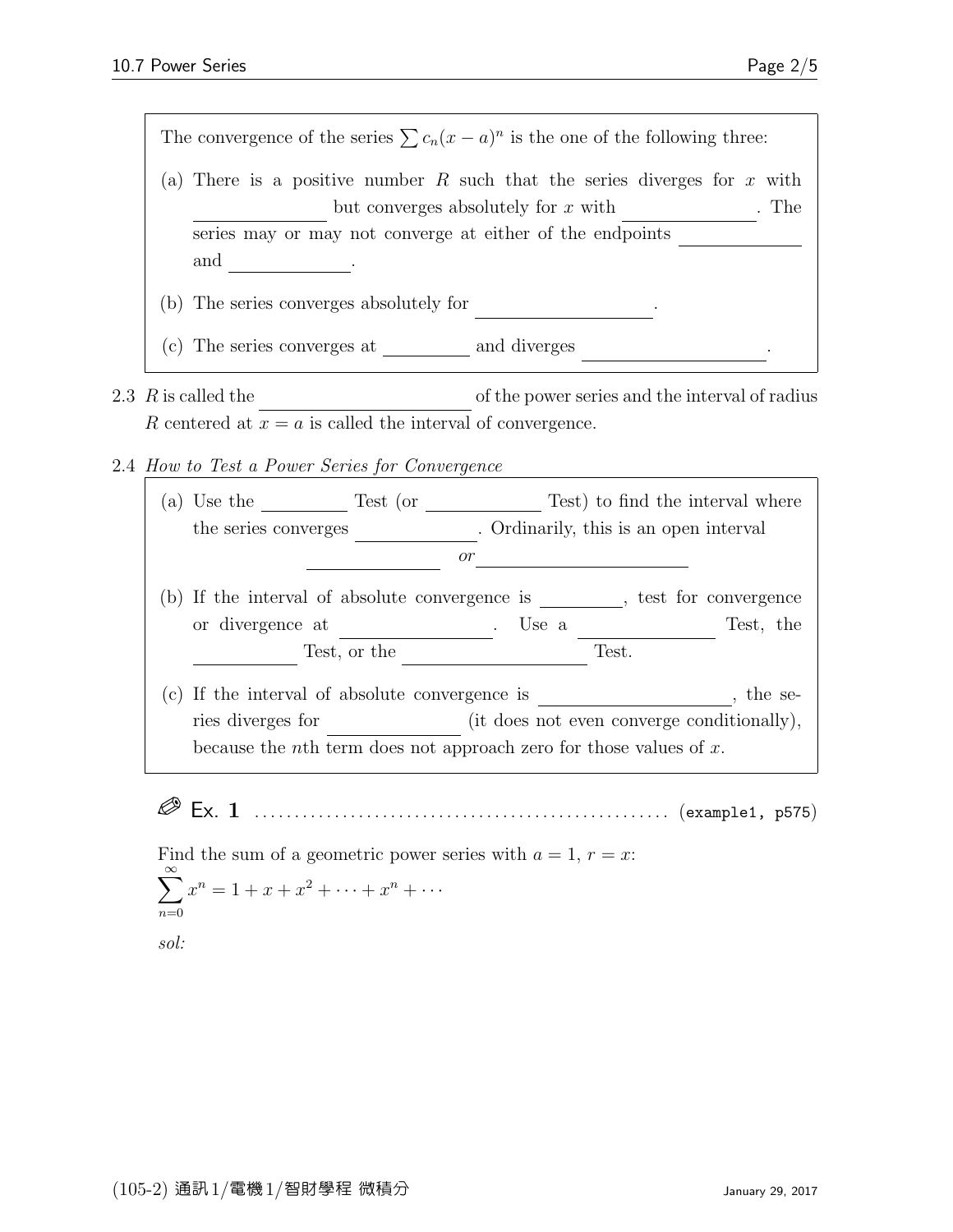> The convergence of the series $\sum c_n(x-a)^n$ is the one of the following three:
>
> (a) There is a positive number $R$ such that the series diverges for $x$ with \_\_\_\_\_\_\_\_\_\_ but converges absolutely for $x$ with \_\_\_\_\_\_\_\_\_\_. The series may or may not converge at either of the endpoints \_\_\_\_\_\_\_\_\_\_ and \_\_\_\_\_\_\_\_\_\_.
>
> (b) The series converges absolutely for \_\_\_\_\_\_\_\_\_\_\_\_.
>
> (c) The series converges at \_\_\_\_\_\_\_ and diverges \_\_\_\_\_\_\_\_\_\_\_\_.

2.3 $R$ is called the \_\_\_\_\_\_\_\_\_\_\_\_\_\_\_\_ of the power series and the interval of radius $R$ centered at $x = a$ is called the interval of convergence.

2.4 *How to Test a Power Series for Convergence*

> (a) Use the \_\_\_\_\_\_\_ Test (or \_\_\_\_\_\_\_\_\_ Test) to find the interval where the series converges \_\_\_\_\_\_\_\_\_\_. Ordinarily, this is an open interval
>
> \_\_\_\_\_\_\_\_\_\_ *or* \_\_\_\_\_\_\_\_\_\_\_\_\_\_\_\_
>
> (b) If the interval of absolute convergence is \_\_\_\_\_\_\_, test for convergence or divergence at \_\_\_\_\_\_\_\_\_\_. Use a \_\_\_\_\_\_\_\_\_\_ Test, the \_\_\_\_\_\_\_\_ Test, or the \_\_\_\_\_\_\_\_\_\_\_\_\_\_ Test.
>
> (c) If the interval of absolute convergence is \_\_\_\_\_\_\_\_\_\_\_\_\_\_\_\_, the series diverges for \_\_\_\_\_\_\_\_\_\_ (it does not even converge conditionally), because the $n$th term does not approach zero for those values of $x$.

✎ **Ex. 1** .................................................... (`example1, p575`)

Find the sum of a geometric power series with $a = 1$, $r = x$:

$$\sum_{n=0}^{\infty} x^n = 1 + x + x^2 + \cdots + x^n + \cdots$$

*sol:*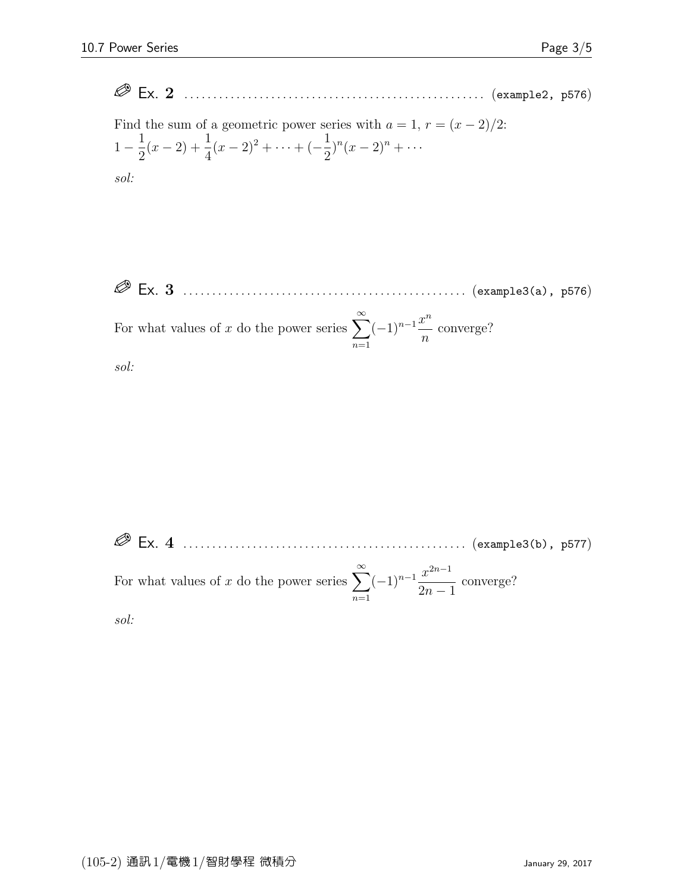✎ **Ex. 2** ................................................ (example2, p576)

Find the sum of a geometric power series with $a = 1$, $r = (x-2)/2$:
$1 - \frac{1}{2}(x-2) + \frac{1}{4}(x-2)^2 + \cdots + (-\frac{1}{2})^n(x-2)^n + \cdots$

*sol:*

✎ **Ex. 3** ................................................ (example3(a), p576)

For what values of $x$ do the power series $\sum_{n=1}^{\infty}(-1)^{n-1}\frac{x^n}{n}$ converge?

*sol:*

✎ **Ex. 4** ................................................ (example3(b), p577)

For what values of $x$ do the power series $\sum_{n=1}^{\infty}(-1)^{n-1}\frac{x^{2n-1}}{2n-1}$ converge?

*sol:*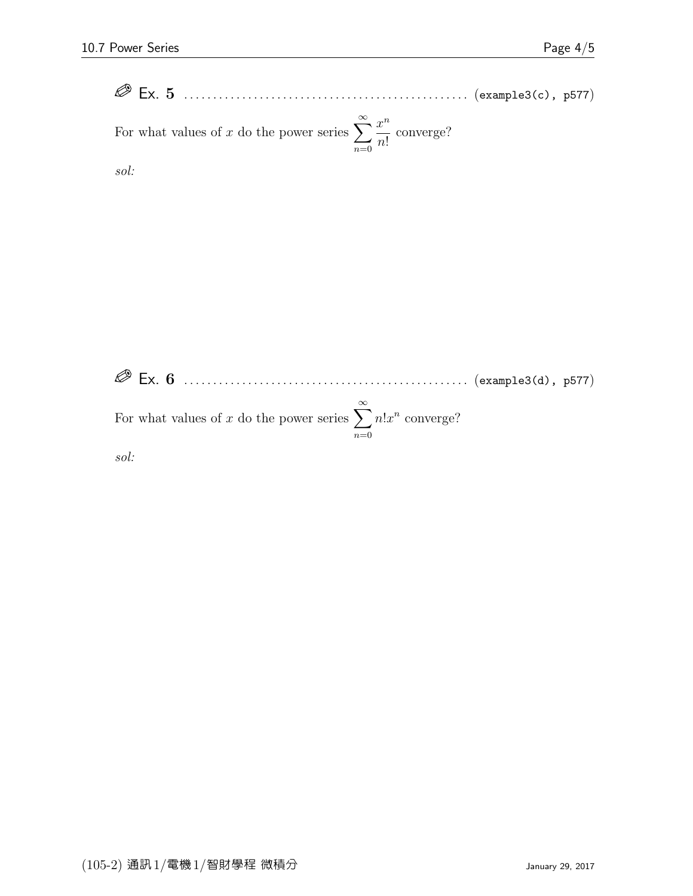✎ Ex. **5** ................................................ (example3(c), p577)

For what values of $x$ do the power series $\sum_{n=0}^{\infty} \frac{x^n}{n!}$ converge?

*sol:*

✎ Ex. **6** ................................................ (example3(d), p577)

For what values of $x$ do the power series $\sum_{n=0}^{\infty} n!x^n$ converge?

*sol:*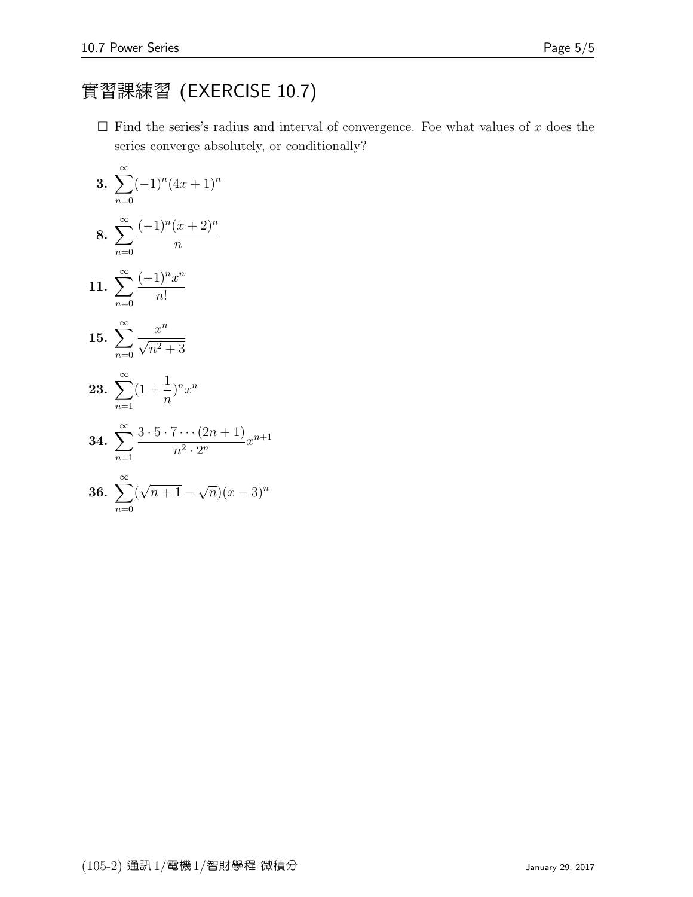# 實習課練習 (EXERCISE 10.7)

☐ Find the series's radius and interval of convergence. Foe what values of $x$ does the series converge absolutely, or conditionally?

**3.** $\displaystyle\sum_{n=0}^{\infty}(-1)^n(4x+1)^n$

**8.** $\displaystyle\sum_{n=0}^{\infty}\frac{(-1)^n(x+2)^n}{n}$

**11.** $\displaystyle\sum_{n=0}^{\infty}\frac{(-1)^n x^n}{n!}$

**15.** $\displaystyle\sum_{n=0}^{\infty}\frac{x^n}{\sqrt{n^2+3}}$

**23.** $\displaystyle\sum_{n=1}^{\infty}(1+\frac{1}{n})^n x^n$

**34.** $\displaystyle\sum_{n=1}^{\infty}\frac{3\cdot 5\cdot 7\cdots(2n+1)}{n^2\cdot 2^n}x^{n+1}$

**36.** $\displaystyle\sum_{n=0}^{\infty}(\sqrt{n+1}-\sqrt{n})(x-3)^n$